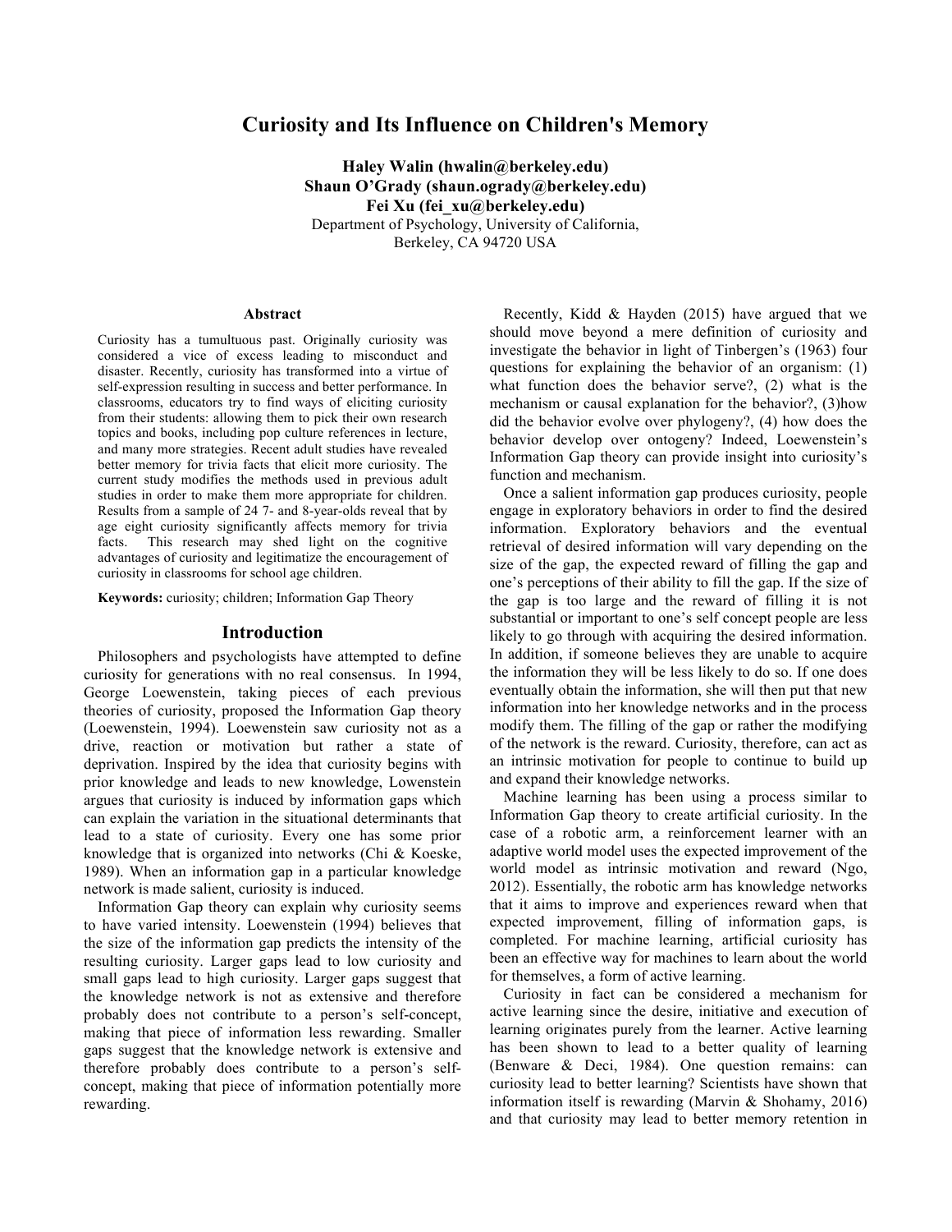# Curiosity and Its Influence on Children's Memory

**Haley Walin (hwalin@berkeley.edu)**
**Shaun O'Grady (shaun.ogrady@berkeley.edu)**
**Fei Xu (fei_xu@berkeley.edu)**
Department of Psychology, University of California,
Berkeley, CA 94720 USA

## Abstract

Curiosity has a tumultuous past. Originally curiosity was considered a vice of excess leading to misconduct and disaster. Recently, curiosity has transformed into a virtue of self-expression resulting in success and better performance. In classrooms, educators try to find ways of eliciting curiosity from their students: allowing them to pick their own research topics and books, including pop culture references in lecture, and many more strategies. Recent adult studies have revealed better memory for trivia facts that elicit more curiosity. The current study modifies the methods used in previous adult studies in order to make them more appropriate for children. Results from a sample of 24 7- and 8-year-olds reveal that by age eight curiosity significantly affects memory for trivia facts. This research may shed light on the cognitive advantages of curiosity and legitimatize the encouragement of curiosity in classrooms for school age children.

**Keywords:** curiosity; children; Information Gap Theory

## Introduction

Philosophers and psychologists have attempted to define curiosity for generations with no real consensus. In 1994, George Loewenstein, taking pieces of each previous theories of curiosity, proposed the Information Gap theory (Loewenstein, 1994). Loewenstein saw curiosity not as a drive, reaction or motivation but rather a state of deprivation. Inspired by the idea that curiosity begins with prior knowledge and leads to new knowledge, Lowenstein argues that curiosity is induced by information gaps which can explain the variation in the situational determinants that lead to a state of curiosity. Every one has some prior knowledge that is organized into networks (Chi & Koeske, 1989). When an information gap in a particular knowledge network is made salient, curiosity is induced.

Information Gap theory can explain why curiosity seems to have varied intensity. Loewenstein (1994) believes that the size of the information gap predicts the intensity of the resulting curiosity. Larger gaps lead to low curiosity and small gaps lead to high curiosity. Larger gaps suggest that the knowledge network is not as extensive and therefore probably does not contribute to a person's self-concept, making that piece of information less rewarding. Smaller gaps suggest that the knowledge network is extensive and therefore probably does contribute to a person's self-concept, making that piece of information potentially more rewarding.

Recently, Kidd & Hayden (2015) have argued that we should move beyond a mere definition of curiosity and investigate the behavior in light of Tinbergen's (1963) four questions for explaining the behavior of an organism: (1) what function does the behavior serve?, (2) what is the mechanism or causal explanation for the behavior?, (3)how did the behavior evolve over phylogeny?, (4) how does the behavior develop over ontogeny? Indeed, Loewenstein's Information Gap theory can provide insight into curiosity's function and mechanism.

Once a salient information gap produces curiosity, people engage in exploratory behaviors in order to find the desired information. Exploratory behaviors and the eventual retrieval of desired information will vary depending on the size of the gap, the expected reward of filling the gap and one's perceptions of their ability to fill the gap. If the size of the gap is too large and the reward of filling it is not substantial or important to one's self concept people are less likely to go through with acquiring the desired information. In addition, if someone believes they are unable to acquire the information they will be less likely to do so. If one does eventually obtain the information, she will then put that new information into her knowledge networks and in the process modify them. The filling of the gap or rather the modifying of the network is the reward. Curiosity, therefore, can act as an intrinsic motivation for people to continue to build up and expand their knowledge networks.

Machine learning has been using a process similar to Information Gap theory to create artificial curiosity. In the case of a robotic arm, a reinforcement learner with an adaptive world model uses the expected improvement of the world model as intrinsic motivation and reward (Ngo, 2012). Essentially, the robotic arm has knowledge networks that it aims to improve and experiences reward when that expected improvement, filling of information gaps, is completed. For machine learning, artificial curiosity has been an effective way for machines to learn about the world for themselves, a form of active learning.

Curiosity in fact can be considered a mechanism for active learning since the desire, initiative and execution of learning originates purely from the learner. Active learning has been shown to lead to a better quality of learning (Benware & Deci, 1984). One question remains: can curiosity lead to better learning? Scientists have shown that information itself is rewarding (Marvin & Shohamy, 2016) and that curiosity may lead to better memory retention in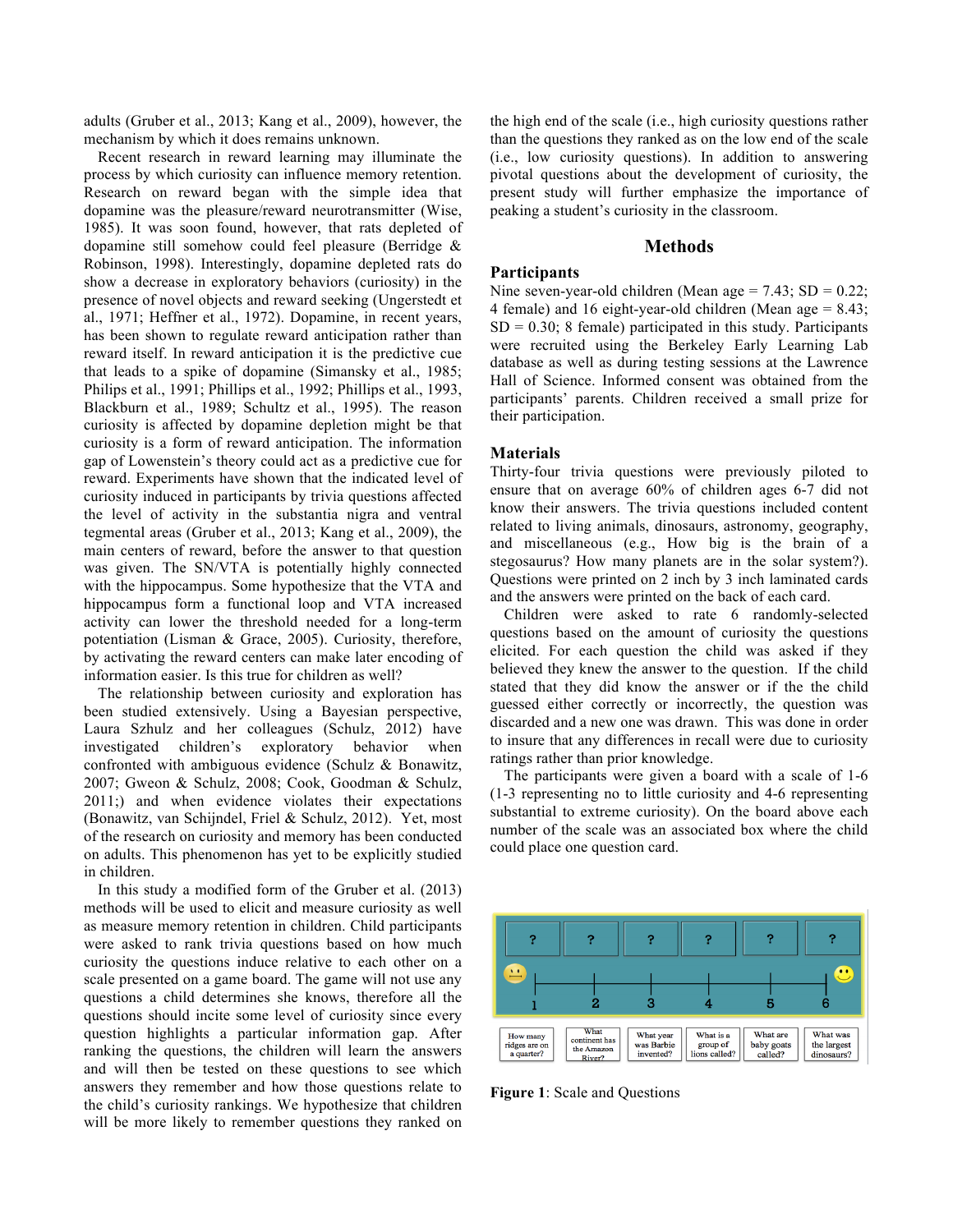adults (Gruber et al., 2013; Kang et al., 2009), however, the mechanism by which it does remains unknown.

Recent research in reward learning may illuminate the process by which curiosity can influence memory retention. Research on reward began with the simple idea that dopamine was the pleasure/reward neurotransmitter (Wise, 1985). It was soon found, however, that rats depleted of dopamine still somehow could feel pleasure (Berridge & Robinson, 1998). Interestingly, dopamine depleted rats do show a decrease in exploratory behaviors (curiosity) in the presence of novel objects and reward seeking (Ungerstedt et al., 1971; Heffner et al., 1972). Dopamine, in recent years, has been shown to regulate reward anticipation rather than reward itself. In reward anticipation it is the predictive cue that leads to a spike of dopamine (Simansky et al., 1985; Philips et al., 1991; Phillips et al., 1992; Phillips et al., 1993, Blackburn et al., 1989; Schultz et al., 1995). The reason curiosity is affected by dopamine depletion might be that curiosity is a form of reward anticipation. The information gap of Lowenstein's theory could act as a predictive cue for reward. Experiments have shown that the indicated level of curiosity induced in participants by trivia questions affected the level of activity in the substantia nigra and ventral tegmental areas (Gruber et al., 2013; Kang et al., 2009), the main centers of reward, before the answer to that question was given. The SN/VTA is potentially highly connected with the hippocampus. Some hypothesize that the VTA and hippocampus form a functional loop and VTA increased activity can lower the threshold needed for a long-term potentiation (Lisman & Grace, 2005). Curiosity, therefore, by activating the reward centers can make later encoding of information easier. Is this true for children as well?

The relationship between curiosity and exploration has been studied extensively. Using a Bayesian perspective, Laura Szhulz and her colleagues (Schulz, 2012) have investigated children's exploratory behavior when confronted with ambiguous evidence (Schulz & Bonawitz, 2007; Gweon & Schulz, 2008; Cook, Goodman & Schulz, 2011;) and when evidence violates their expectations (Bonawitz, van Schijndel, Friel & Schulz, 2012). Yet, most of the research on curiosity and memory has been conducted on adults. This phenomenon has yet to be explicitly studied in children.

In this study a modified form of the Gruber et al. (2013) methods will be used to elicit and measure curiosity as well as measure memory retention in children. Child participants were asked to rank trivia questions based on how much curiosity the questions induce relative to each other on a scale presented on a game board. The game will not use any questions a child determines she knows, therefore all the questions should incite some level of curiosity since every question highlights a particular information gap. After ranking the questions, the children will learn the answers and will then be tested on these questions to see which answers they remember and how those questions relate to the child's curiosity rankings. We hypothesize that children will be more likely to remember questions they ranked on the high end of the scale (i.e., high curiosity questions rather than the questions they ranked as on the low end of the scale (i.e., low curiosity questions). In addition to answering pivotal questions about the development of curiosity, the present study will further emphasize the importance of peaking a student's curiosity in the classroom.

## Methods

### Participants

Nine seven-year-old children (Mean age = 7.43; SD = 0.22; 4 female) and 16 eight-year-old children (Mean age = 8.43; SD = 0.30; 8 female) participated in this study. Participants were recruited using the Berkeley Early Learning Lab database as well as during testing sessions at the Lawrence Hall of Science. Informed consent was obtained from the participants' parents. Children received a small prize for their participation.

### Materials

Thirty-four trivia questions were previously piloted to ensure that on average 60% of children ages 6-7 did not know their answers. The trivia questions included content related to living animals, dinosaurs, astronomy, geography, and miscellaneous (e.g., How big is the brain of a stegosaurus? How many planets are in the solar system?). Questions were printed on 2 inch by 3 inch laminated cards and the answers were printed on the back of each card.

Children were asked to rate 6 randomly-selected questions based on the amount of curiosity the questions elicited. For each question the child was asked if they believed they knew the answer to the question. If the child stated that they did know the answer or if the the child guessed either correctly or incorrectly, the question was discarded and a new one was drawn. This was done in order to insure that any differences in recall were due to curiosity ratings rather than prior knowledge.

The participants were given a board with a scale of 1-6 (1-3 representing no to little curiosity and 4-6 representing substantial to extreme curiosity). On the board above each number of the scale was an associated box where the child could place one question card.

**Figure 1**: Scale and Questions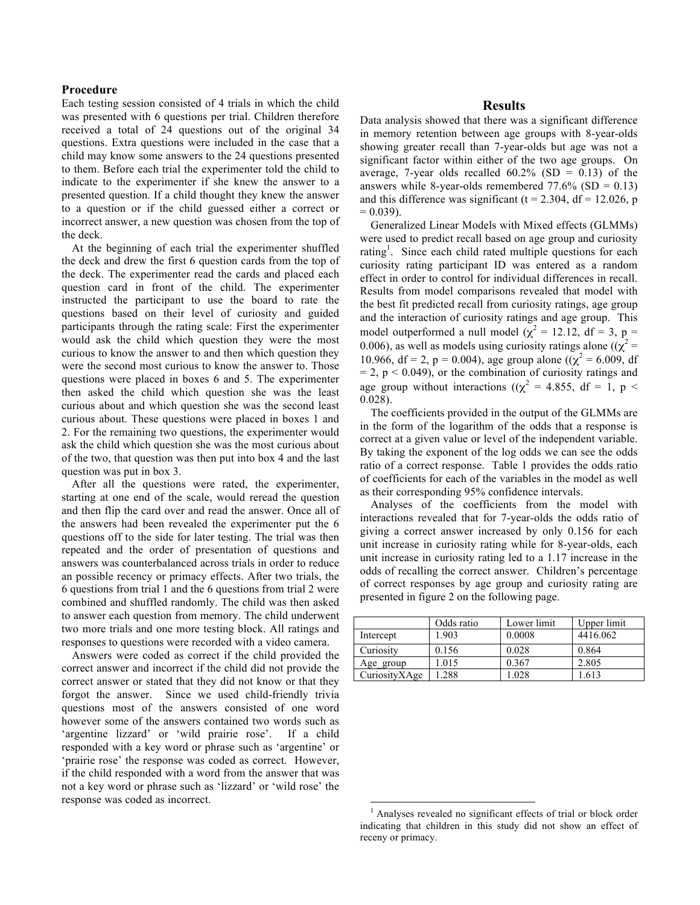## Procedure

Each testing session consisted of 4 trials in which the child was presented with 6 questions per trial. Children therefore received a total of 24 questions out of the original 34 questions. Extra questions were included in the case that a child may know some answers to the 24 questions presented to them. Before each trial the experimenter told the child to indicate to the experimenter if she knew the answer to a presented question. If a child thought they knew the answer to a question or if the child guessed either a correct or incorrect answer, a new question was chosen from the top of the deck.

At the beginning of each trial the experimenter shuffled the deck and drew the first 6 question cards from the top of the deck. The experimenter read the cards and placed each question card in front of the child. The experimenter instructed the participant to use the board to rate the questions based on their level of curiosity and guided participants through the rating scale: First the experimenter would ask the child which question they were the most curious to know the answer to and then which question they were the second most curious to know the answer to. Those questions were placed in boxes 6 and 5. The experimenter then asked the child which question she was the least curious about and which question she was the second least curious about. These questions were placed in boxes 1 and 2. For the remaining two questions, the experimenter would ask the child which question she was the most curious about of the two, that question was then put into box 4 and the last question was put in box 3.

After all the questions were rated, the experimenter, starting at one end of the scale, would reread the question and then flip the card over and read the answer. Once all of the answers had been revealed the experimenter put the 6 questions off to the side for later testing. The trial was then repeated and the order of presentation of questions and answers was counterbalanced across trials in order to reduce an possible recency or primacy effects. After two trials, the 6 questions from trial 1 and the 6 questions from trial 2 were combined and shuffled randomly. The child was then asked to answer each question from memory. The child underwent two more trials and one more testing block. All ratings and responses to questions were recorded with a video camera.

Answers were coded as correct if the child provided the correct answer and incorrect if the child did not provide the correct answer or stated that they did not know or that they forgot the answer. Since we used child-friendly trivia questions most of the answers consisted of one word however some of the answers contained two words such as 'argentine lizzard' or 'wild prairie rose'. If a child responded with a key word or phrase such as 'argentine' or 'prairie rose' the response was coded as correct. However, if the child responded with a word from the answer that was not a key word or phrase such as 'lizzard' or 'wild rose' the response was coded as incorrect.

## Results

Data analysis showed that there was a significant difference in memory retention between age groups with 8-year-olds showing greater recall than 7-year-olds but age was not a significant factor within either of the two age groups. On average, 7-year olds recalled 60.2% (SD = 0.13) of the answers while 8-year-olds remembered 77.6% (SD = 0.13) and this difference was significant ($t = 2.304$, $df = 12.026$, $p = 0.039$).

Generalized Linear Models with Mixed effects (GLMMs) were used to predict recall based on age group and curiosity rating[1]. Since each child rated multiple questions for each curiosity rating participant ID was entered as a random effect in order to control for individual differences in recall. Results from model comparisons revealed that model with the best fit predicted recall from curiosity ratings, age group and the interaction of curiosity ratings and age group. This model outperformed a null model ($\chi^2 = 12.12$, $df = 3$, $p = 0.006$), as well as models using curiosity ratings alone (($\chi^2 = 10.966$, $df = 2$, $p = 0.004$), age group alone (($\chi^2 = 6.009$, $df = 2$, $p < 0.049$), or the combination of curiosity ratings and age group without interactions (($\chi^2 = 4.855$, $df = 1$, $p < 0.028$).

The coefficients provided in the output of the GLMMs are in the form of the logarithm of the odds that a response is correct at a given value or level of the independent variable. By taking the exponent of the log odds we can see the odds ratio of a correct response. Table 1 provides the odds ratio of coefficients for each of the variables in the model as well as their corresponding 95% confidence intervals.

Analyses of the coefficients from the model with interactions revealed that for 7-year-olds the odds ratio of giving a correct answer increased by only 0.156 for each unit increase in curiosity rating while for 8-year-olds, each unit increase in curiosity rating led to a 1.17 increase in the odds of recalling the correct answer. Children's percentage of correct responses by age group and curiosity rating are presented in figure 2 on the following page.

| | Odds ratio | Lower limit | Upper limit |
|---|---|---|---|
| Intercept | 1.903 | 0.0008 | 4416.062 |
| Curiosity | 0.156 | 0.028 | 0.864 |
| Age_group | 1.015 | 0.367 | 2.805 |
| CuriosityXAge | 1.288 | 1.028 | 1.613 |

[1] Analyses revealed no significant effects of trial or block order indicating that children in this study did not show an effect of receny or primacy.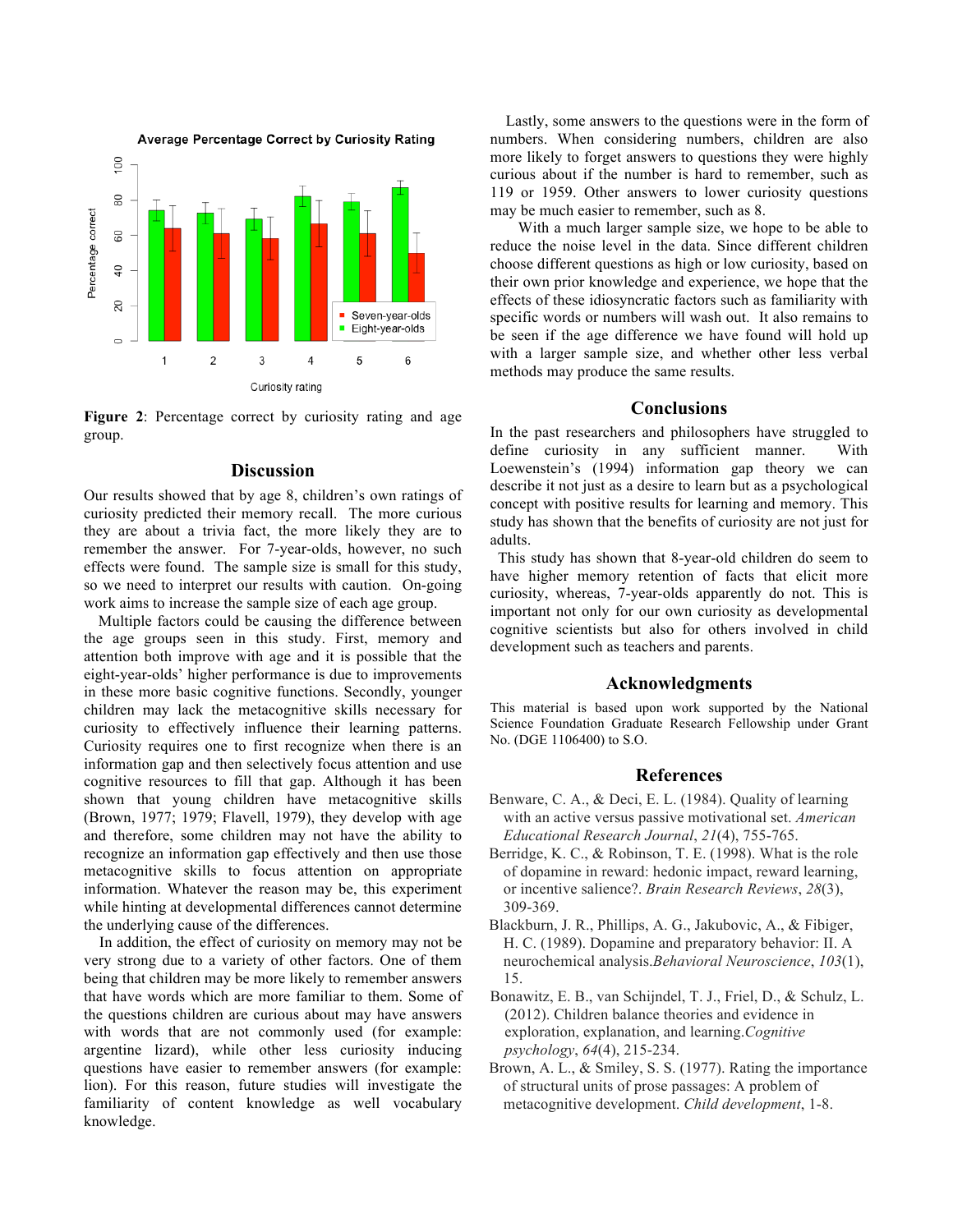**Figure 2**: Percentage correct by curiosity rating and age group.

## Discussion

Our results showed that by age 8, children's own ratings of curiosity predicted their memory recall. The more curious they are about a trivia fact, the more likely they are to remember the answer. For 7-year-olds, however, no such effects were found. The sample size is small for this study, so we need to interpret our results with caution. On-going work aims to increase the sample size of each age group.

Multiple factors could be causing the difference between the age groups seen in this study. First, memory and attention both improve with age and it is possible that the eight-year-olds' higher performance is due to improvements in these more basic cognitive functions. Secondly, younger children may lack the metacognitive skills necessary for curiosity to effectively influence their learning patterns. Curiosity requires one to first recognize when there is an information gap and then selectively focus attention and use cognitive resources to fill that gap. Although it has been shown that young children have metacognitive skills (Brown, 1977; 1979; Flavell, 1979), they develop with age and therefore, some children may not have the ability to recognize an information gap effectively and then use those metacognitive skills to focus attention on appropriate information. Whatever the reason may be, this experiment while hinting at developmental differences cannot determine the underlying cause of the differences.

In addition, the effect of curiosity on memory may not be very strong due to a variety of other factors. One of them being that children may be more likely to remember answers that have words which are more familiar to them. Some of the questions children are curious about may have answers with words that are not commonly used (for example: argentine lizard), while other less curiosity inducing questions have easier to remember answers (for example: lion). For this reason, future studies will investigate the familiarity of content knowledge as well vocabulary knowledge.

Lastly, some answers to the questions were in the form of numbers. When considering numbers, children are also more likely to forget answers to questions they were highly curious about if the number is hard to remember, such as 119 or 1959. Other answers to lower curiosity questions may be much easier to remember, such as 8.

With a much larger sample size, we hope to be able to reduce the noise level in the data. Since different children choose different questions as high or low curiosity, based on their own prior knowledge and experience, we hope that the effects of these idiosyncratic factors such as familiarity with specific words or numbers will wash out. It also remains to be seen if the age difference we have found will hold up with a larger sample size, and whether other less verbal methods may produce the same results.

## Conclusions

In the past researchers and philosophers have struggled to define curiosity in any sufficient manner. With Loewenstein's (1994) information gap theory we can describe it not just as a desire to learn but as a psychological concept with positive results for learning and memory. This study has shown that the benefits of curiosity are not just for adults.

This study has shown that 8-year-old children do seem to have higher memory retention of facts that elicit more curiosity, whereas, 7-year-olds apparently do not. This is important not only for our own curiosity as developmental cognitive scientists but also for others involved in child development such as teachers and parents.

## Acknowledgments

This material is based upon work supported by the National Science Foundation Graduate Research Fellowship under Grant No. (DGE 1106400) to S.O.

## References

Benware, C. A., & Deci, E. L. (1984). Quality of learning with an active versus passive motivational set. *American Educational Research Journal*, *21*(4), 755-765.

Berridge, K. C., & Robinson, T. E. (1998). What is the role of dopamine in reward: hedonic impact, reward learning, or incentive salience?. *Brain Research Reviews*, *28*(3), 309-369.

Blackburn, J. R., Phillips, A. G., Jakubovic, A., & Fibiger, H. C. (1989). Dopamine and preparatory behavior: II. A neurochemical analysis.*Behavioral Neuroscience*, *103*(1), 15.

Bonawitz, E. B., van Schijndel, T. J., Friel, D., & Schulz, L. (2012). Children balance theories and evidence in exploration, explanation, and learning.*Cognitive psychology*, *64*(4), 215-234.

Brown, A. L., & Smiley, S. S. (1977). Rating the importance of structural units of prose passages: A problem of metacognitive development. *Child development*, 1-8.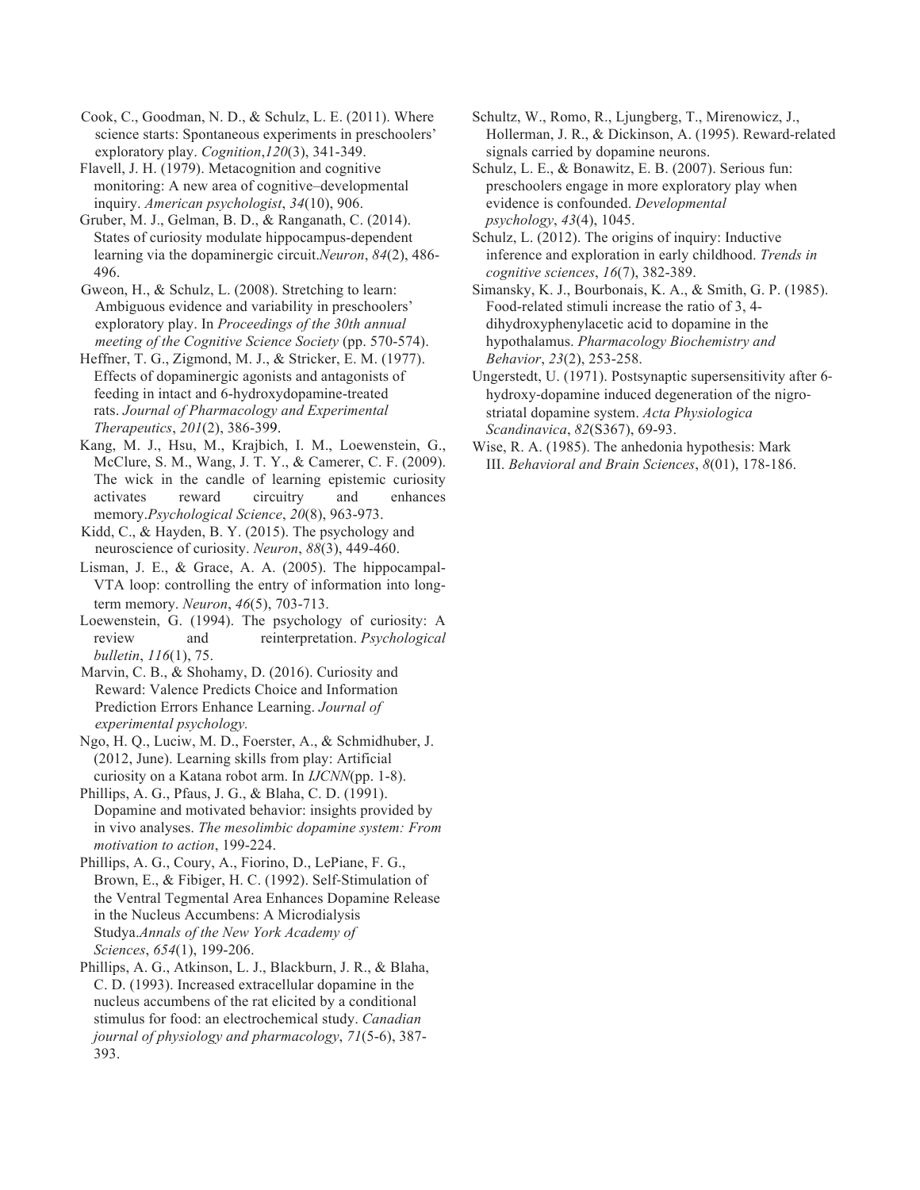Cook, C., Goodman, N. D., & Schulz, L. E. (2011). Where science starts: Spontaneous experiments in preschoolers' exploratory play. *Cognition*,*120*(3), 341-349.

Flavell, J. H. (1979). Metacognition and cognitive monitoring: A new area of cognitive–developmental inquiry. *American psychologist*, *34*(10), 906.

Gruber, M. J., Gelman, B. D., & Ranganath, C. (2014). States of curiosity modulate hippocampus-dependent learning via the dopaminergic circuit.*Neuron*, *84*(2), 486-496.

Gweon, H., & Schulz, L. (2008). Stretching to learn: Ambiguous evidence and variability in preschoolers' exploratory play. In *Proceedings of the 30th annual meeting of the Cognitive Science Society* (pp. 570-574).

Heffner, T. G., Zigmond, M. J., & Stricker, E. M. (1977). Effects of dopaminergic agonists and antagonists of feeding in intact and 6-hydroxydopamine-treated rats. *Journal of Pharmacology and Experimental Therapeutics*, *201*(2), 386-399.

Kang, M. J., Hsu, M., Krajbich, I. M., Loewenstein, G., McClure, S. M., Wang, J. T. Y., & Camerer, C. F. (2009). The wick in the candle of learning epistemic curiosity activates reward circuitry and enhances memory.*Psychological Science*, *20*(8), 963-973.

Kidd, C., & Hayden, B. Y. (2015). The psychology and neuroscience of curiosity. *Neuron*, *88*(3), 449-460.

Lisman, J. E., & Grace, A. A. (2005). The hippocampal-VTA loop: controlling the entry of information into long-term memory. *Neuron*, *46*(5), 703-713.

Loewenstein, G. (1994). The psychology of curiosity: A review and reinterpretation. *Psychological bulletin*, *116*(1), 75.

Marvin, C. B., & Shohamy, D. (2016). Curiosity and Reward: Valence Predicts Choice and Information Prediction Errors Enhance Learning. *Journal of experimental psychology.*

Ngo, H. Q., Luciw, M. D., Foerster, A., & Schmidhuber, J. (2012, June). Learning skills from play: Artificial curiosity on a Katana robot arm. In *IJCNN*(pp. 1-8).

Phillips, A. G., Pfaus, J. G., & Blaha, C. D. (1991). Dopamine and motivated behavior: insights provided by in vivo analyses. *The mesolimbic dopamine system: From motivation to action*, 199-224.

Phillips, A. G., Coury, A., Fiorino, D., LePiane, F. G., Brown, E., & Fibiger, H. C. (1992). Self-Stimulation of the Ventral Tegmental Area Enhances Dopamine Release in the Nucleus Accumbens: A Microdialysis Studya.*Annals of the New York Academy of Sciences*, *654*(1), 199-206.

Phillips, A. G., Atkinson, L. J., Blackburn, J. R., & Blaha, C. D. (1993). Increased extracellular dopamine in the nucleus accumbens of the rat elicited by a conditional stimulus for food: an electrochemical study. *Canadian journal of physiology and pharmacology*, *71*(5-6), 387-393.

Schultz, W., Romo, R., Ljungberg, T., Mirenowicz, J., Hollerman, J. R., & Dickinson, A. (1995). Reward-related signals carried by dopamine neurons.

Schulz, L. E., & Bonawitz, E. B. (2007). Serious fun: preschoolers engage in more exploratory play when evidence is confounded. *Developmental psychology*, *43*(4), 1045.

Schulz, L. (2012). The origins of inquiry: Inductive inference and exploration in early childhood. *Trends in cognitive sciences*, *16*(7), 382-389.

Simansky, K. J., Bourbonais, K. A., & Smith, G. P. (1985). Food-related stimuli increase the ratio of 3, 4-dihydroxyphenylacetic acid to dopamine in the hypothalamus. *Pharmacology Biochemistry and Behavior*, *23*(2), 253-258.

Ungerstedt, U. (1971). Postsynaptic supersensitivity after 6-hydroxy-dopamine induced degeneration of the nigro-striatal dopamine system. *Acta Physiologica Scandinavica*, *82*(S367), 69-93.

Wise, R. A. (1985). The anhedonia hypothesis: Mark III. *Behavioral and Brain Sciences*, *8*(01), 178-186.